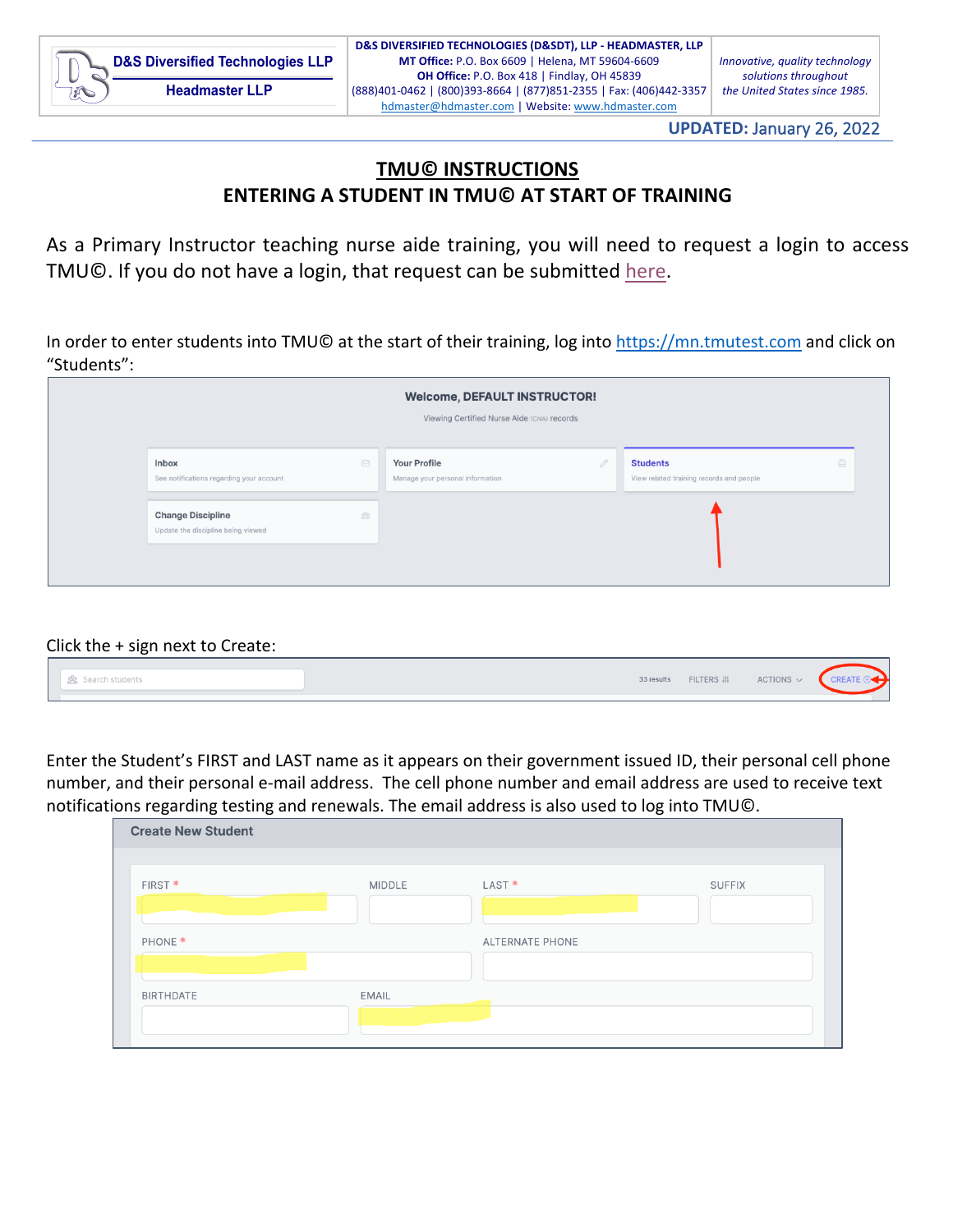| D&S Diversified Technologies LLP<br>Headmaster LLP | **D&S DIVERSIFIED TECHNOLOGIES (D&SDT), LLP - HEADMASTER, LLP**<br>**MT Office:** P.O. Box 6609 \| Helena, MT 59604-6609<br>**OH Office:** P.O. Box 418 \| Findlay, OH 45839<br>(888)401-0462 \| (800)393-8664 \| (877)851-2355 \| Fax: (406)442-3357<br>hdmaster@hdmaster.com \| Website: www.hdmaster.com | *Innovative, quality technology solutions throughout the United States since 1985.* |
|---|---|---|

**UPDATED:** January 26, 2022

# TMU© INSTRUCTIONS

## ENTERING A STUDENT IN TMU© AT START OF TRAINING

As a Primary Instructor teaching nurse aide training, you will need to request a login to access TMU©. If you do not have a login, that request can be submitted here.

In order to enter students into TMU© at the start of their training, log into https://mn.tmutest.com and click on "Students":

Click the + sign next to Create:

Enter the Student's FIRST and LAST name as it appears on their government issued ID, their personal cell phone number, and their personal e-mail address. The cell phone number and email address are used to receive text notifications regarding testing and renewals. The email address is also used to log into TMU©.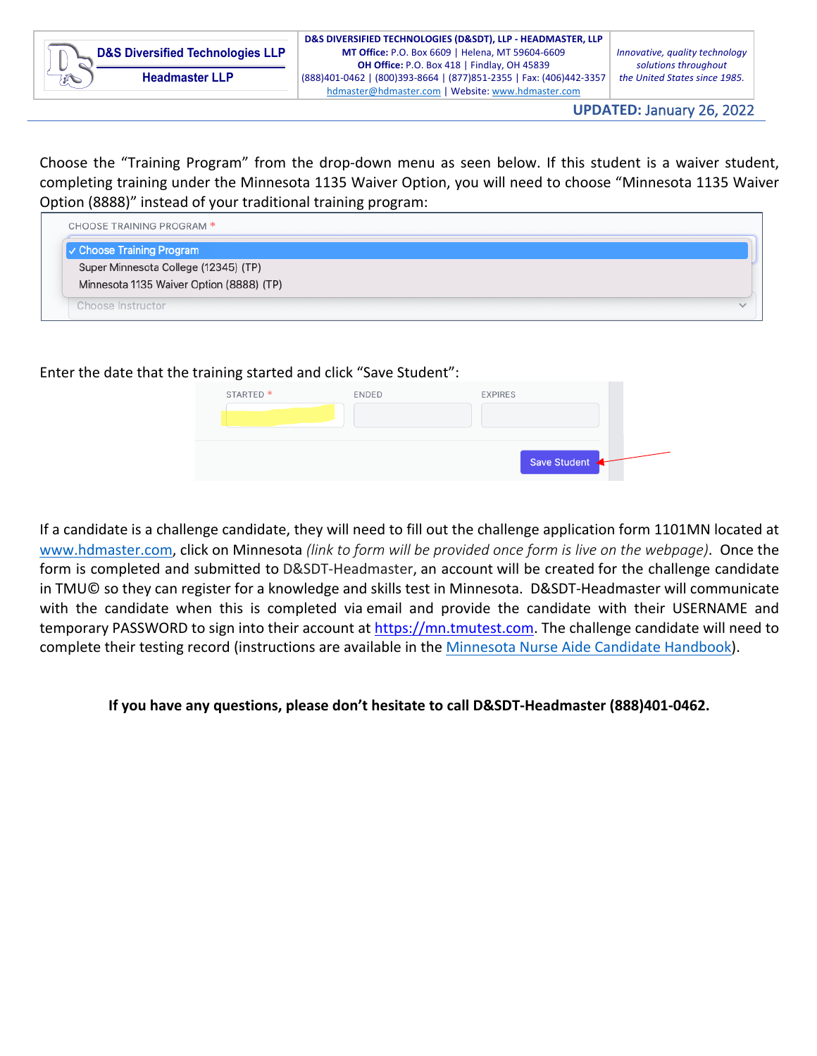Choose the "Training Program" from the drop-down menu as seen below. If this student is a waiver student, completing training under the Minnesota 1135 Waiver Option, you will need to choose "Minnesota 1135 Waiver Option (8888)" instead of your traditional training program:

CHOOSE TRAINING PROGRAM *

✓ Choose Training Program
Super Minnesota College (12345) (TP)
Minnesota 1135 Waiver Option (8888) (TP)

Choose Instructor

Enter the date that the training started and click "Save Student":

STARTED * ENDED EXPIRES

Save Student

If a candidate is a challenge candidate, they will need to fill out the challenge application form 1101MN located at www.hdmaster.com, click on Minnesota *(link to form will be provided once form is live on the webpage)*. Once the form is completed and submitted to D&SDT-Headmaster, an account will be created for the challenge candidate in TMU© so they can register for a knowledge and skills test in Minnesota. D&SDT-Headmaster will communicate with the candidate when this is completed via email and provide the candidate with their USERNAME and temporary PASSWORD to sign into their account at https://mn.tmutest.com. The challenge candidate will need to complete their testing record (instructions are available in the Minnesota Nurse Aide Candidate Handbook).

**If you have any questions, please don't hesitate to call D&SDT-Headmaster (888)401-0462.**